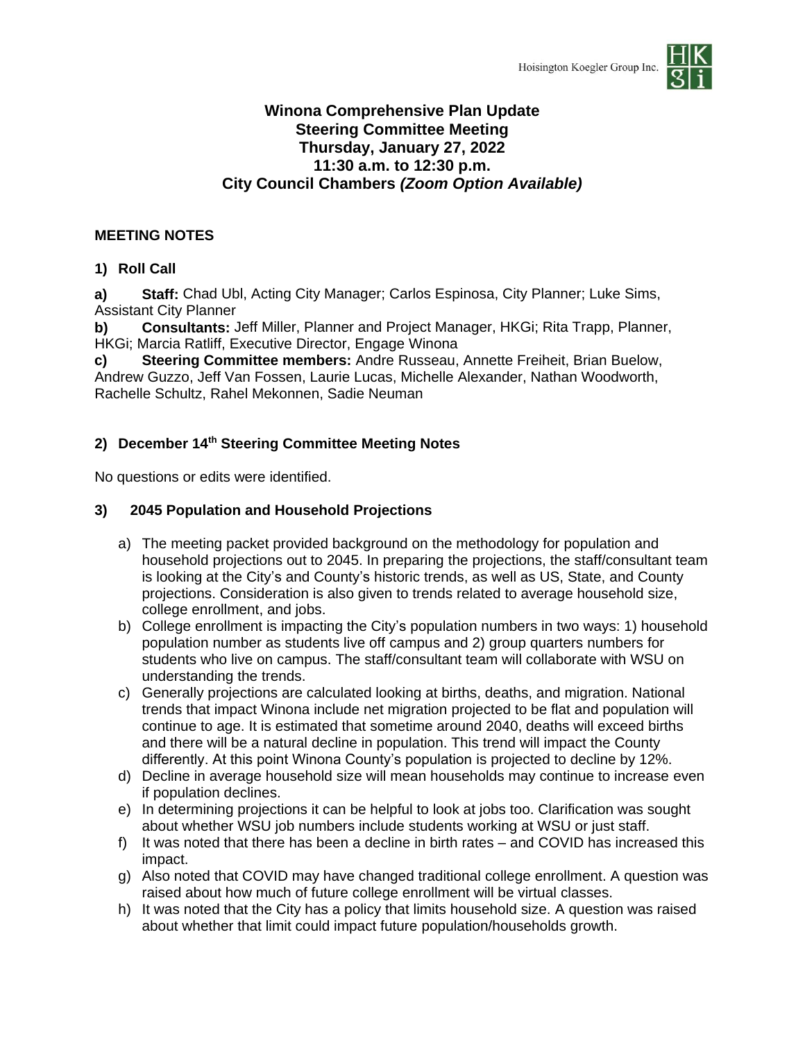# Winona Comprehensive Plan Update
## Steering Committee Meeting
### Thursday, January 27, 2022
### 11:30 a.m. to 12:30 p.m.
### City Council Chambers *(Zoom Option Available)*

**MEETING NOTES**

## 1) Roll Call

**a) Staff:** Chad Ubl, Acting City Manager; Carlos Espinosa, City Planner; Luke Sims, Assistant City Planner

**b) Consultants:** Jeff Miller, Planner and Project Manager, HKGi; Rita Trapp, Planner, HKGi; Marcia Ratliff, Executive Director, Engage Winona

**c) Steering Committee members:** Andre Russeau, Annette Freiheit, Brian Buelow, Andrew Guzzo, Jeff Van Fossen, Laurie Lucas, Michelle Alexander, Nathan Woodworth, Rachelle Schultz, Rahel Mekonnen, Sadie Neuman

## 2) December 14th Steering Committee Meeting Notes

No questions or edits were identified.

## 3) 2045 Population and Household Projections

a) The meeting packet provided background on the methodology for population and household projections out to 2045. In preparing the projections, the staff/consultant team is looking at the City's and County's historic trends, as well as US, State, and County projections. Consideration is also given to trends related to average household size, college enrollment, and jobs.

b) College enrollment is impacting the City's population numbers in two ways: 1) household population number as students live off campus and 2) group quarters numbers for students who live on campus. The staff/consultant team will collaborate with WSU on understanding the trends.

c) Generally projections are calculated looking at births, deaths, and migration. National trends that impact Winona include net migration projected to be flat and population will continue to age. It is estimated that sometime around 2040, deaths will exceed births and there will be a natural decline in population. This trend will impact the County differently. At this point Winona County's population is projected to decline by 12%.

d) Decline in average household size will mean households may continue to increase even if population declines.

e) In determining projections it can be helpful to look at jobs too. Clarification was sought about whether WSU job numbers include students working at WSU or just staff.

f) It was noted that there has been a decline in birth rates – and COVID has increased this impact.

g) Also noted that COVID may have changed traditional college enrollment. A question was raised about how much of future college enrollment will be virtual classes.

h) It was noted that the City has a policy that limits household size. A question was raised about whether that limit could impact future population/households growth.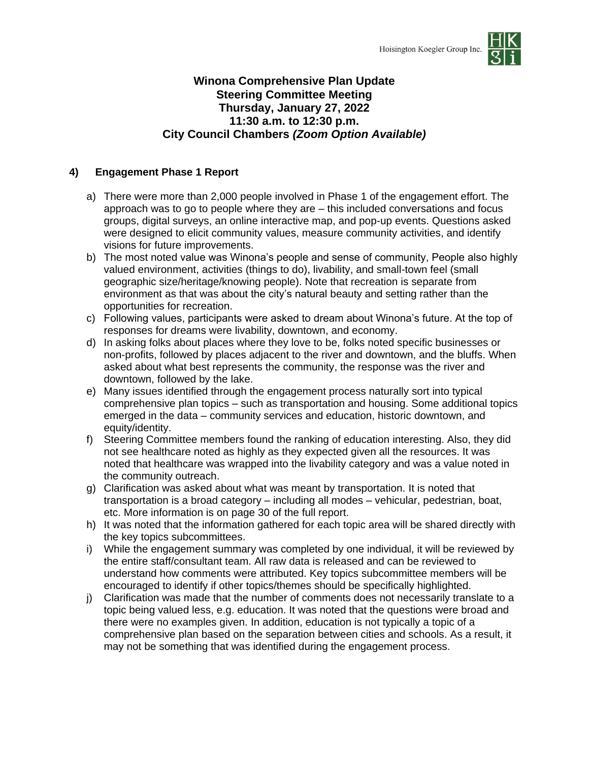# Winona Comprehensive Plan Update
## Steering Committee Meeting
## Thursday, January 27, 2022
## 11:30 a.m. to 12:30 p.m.
## City Council Chambers *(Zoom Option Available)*

### 4) Engagement Phase 1 Report

a) There were more than 2,000 people involved in Phase 1 of the engagement effort. The approach was to go to people where they are – this included conversations and focus groups, digital surveys, an online interactive map, and pop-up events. Questions asked were designed to elicit community values, measure community activities, and identify visions for future improvements.

b) The most noted value was Winona's people and sense of community, People also highly valued environment, activities (things to do), livability, and small-town feel (small geographic size/heritage/knowing people). Note that recreation is separate from environment as that was about the city's natural beauty and setting rather than the opportunities for recreation.

c) Following values, participants were asked to dream about Winona's future. At the top of responses for dreams were livability, downtown, and economy.

d) In asking folks about places where they love to be, folks noted specific businesses or non-profits, followed by places adjacent to the river and downtown, and the bluffs. When asked about what best represents the community, the response was the river and downtown, followed by the lake.

e) Many issues identified through the engagement process naturally sort into typical comprehensive plan topics – such as transportation and housing. Some additional topics emerged in the data – community services and education, historic downtown, and equity/identity.

f) Steering Committee members found the ranking of education interesting. Also, they did not see healthcare noted as highly as they expected given all the resources. It was noted that healthcare was wrapped into the livability category and was a value noted in the community outreach.

g) Clarification was asked about what was meant by transportation. It is noted that transportation is a broad category – including all modes – vehicular, pedestrian, boat, etc. More information is on page 30 of the full report.

h) It was noted that the information gathered for each topic area will be shared directly with the key topics subcommittees.

i) While the engagement summary was completed by one individual, it will be reviewed by the entire staff/consultant team. All raw data is released and can be reviewed to understand how comments were attributed. Key topics subcommittee members will be encouraged to identify if other topics/themes should be specifically highlighted.

j) Clarification was made that the number of comments does not necessarily translate to a topic being valued less, e.g. education. It was noted that the questions were broad and there were no examples given. In addition, education is not typically a topic of a comprehensive plan based on the separation between cities and schools. As a result, it may not be something that was identified during the engagement process.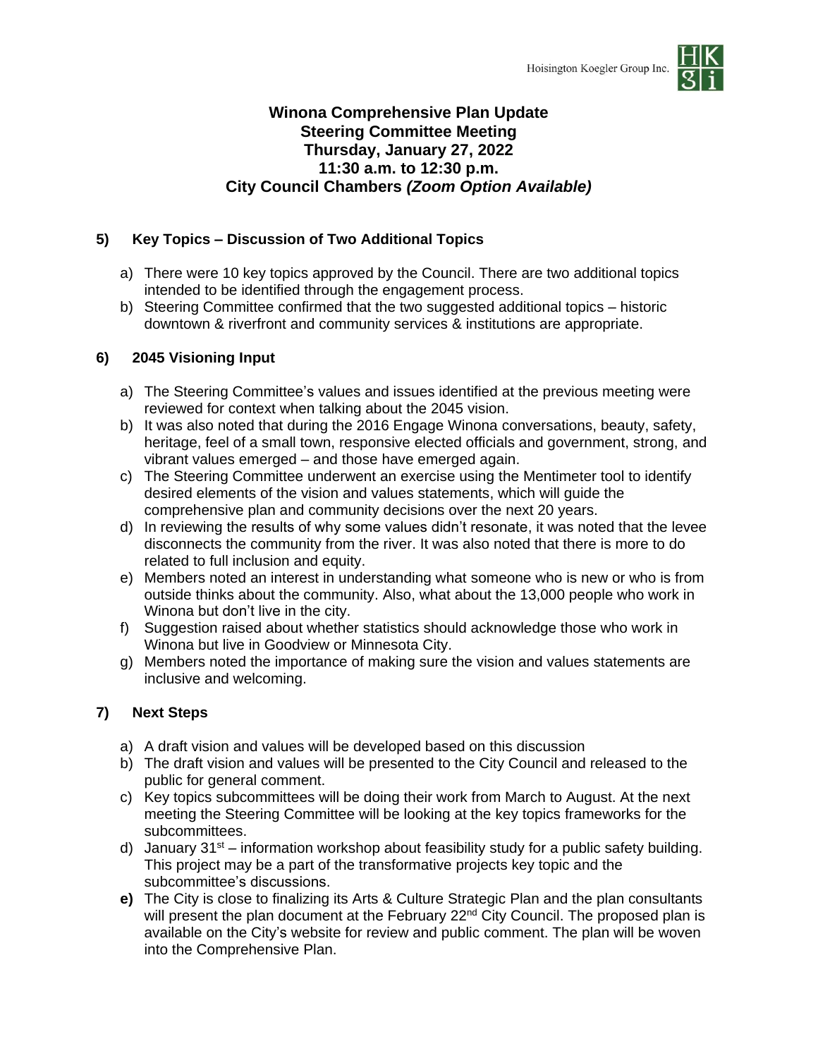**Winona Comprehensive Plan Update**
**Steering Committee Meeting**
**Thursday, January 27, 2022**
**11:30 a.m. to 12:30 p.m.**
**City Council Chambers *(Zoom Option Available)***

## 5) Key Topics – Discussion of Two Additional Topics

a) There were 10 key topics approved by the Council. There are two additional topics intended to be identified through the engagement process.
b) Steering Committee confirmed that the two suggested additional topics – historic downtown & riverfront and community services & institutions are appropriate.

## 6) 2045 Visioning Input

a) The Steering Committee's values and issues identified at the previous meeting were reviewed for context when talking about the 2045 vision.
b) It was also noted that during the 2016 Engage Winona conversations, beauty, safety, heritage, feel of a small town, responsive elected officials and government, strong, and vibrant values emerged – and those have emerged again.
c) The Steering Committee underwent an exercise using the Mentimeter tool to identify desired elements of the vision and values statements, which will guide the comprehensive plan and community decisions over the next 20 years.
d) In reviewing the results of why some values didn't resonate, it was noted that the levee disconnects the community from the river. It was also noted that there is more to do related to full inclusion and equity.
e) Members noted an interest in understanding what someone who is new or who is from outside thinks about the community. Also, what about the 13,000 people who work in Winona but don't live in the city.
f) Suggestion raised about whether statistics should acknowledge those who work in Winona but live in Goodview or Minnesota City.
g) Members noted the importance of making sure the vision and values statements are inclusive and welcoming.

## 7) Next Steps

a) A draft vision and values will be developed based on this discussion
b) The draft vision and values will be presented to the City Council and released to the public for general comment.
c) Key topics subcommittees will be doing their work from March to August. At the next meeting the Steering Committee will be looking at the key topics frameworks for the subcommittees.
d) January 31st – information workshop about feasibility study for a public safety building. This project may be a part of the transformative projects key topic and the subcommittee's discussions.
**e)** The City is close to finalizing its Arts & Culture Strategic Plan and the plan consultants will present the plan document at the February 22nd City Council. The proposed plan is available on the City's website for review and public comment. The plan will be woven into the Comprehensive Plan.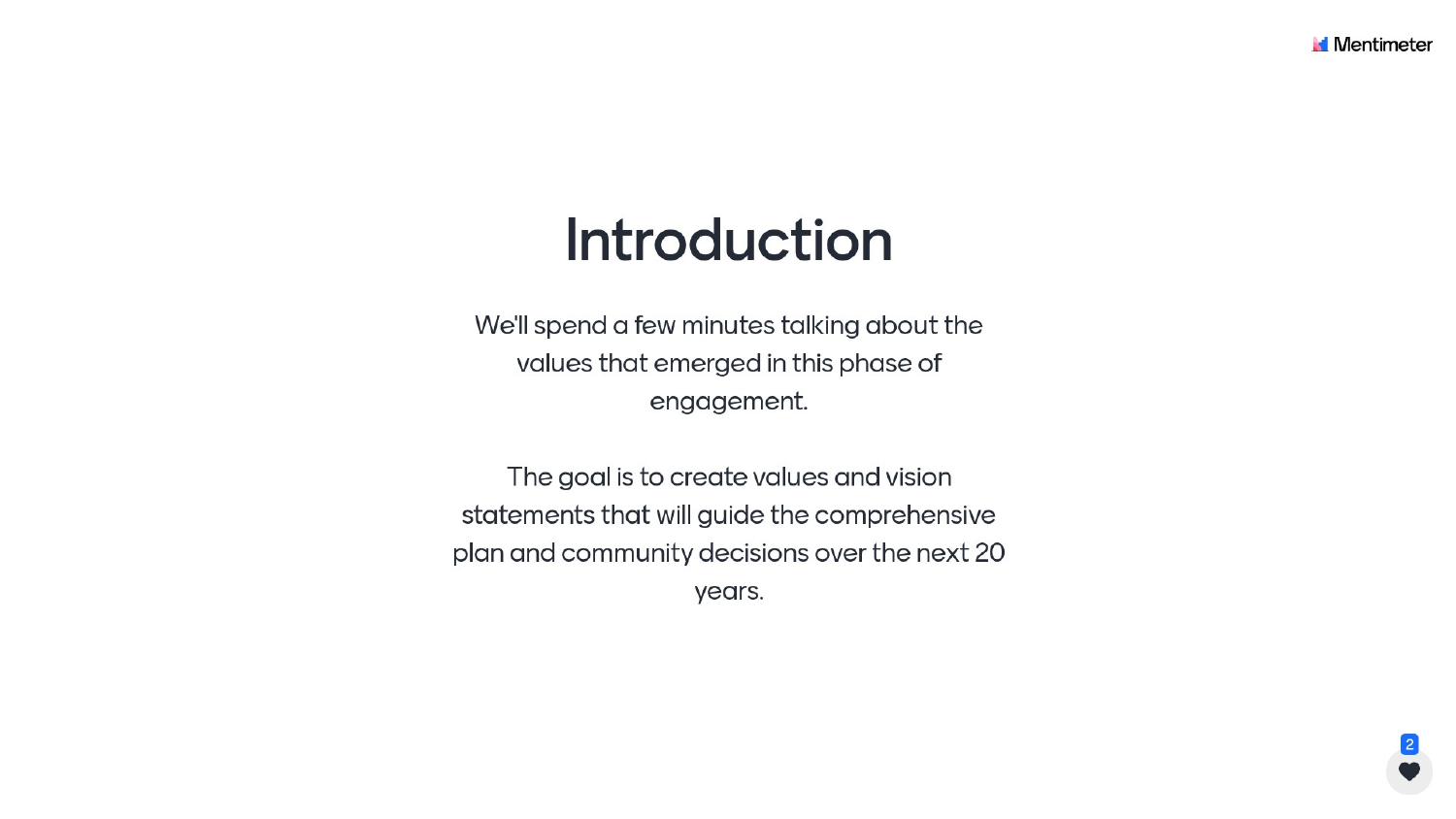# Introduction

We'll spend a few minutes talking about the values that emerged in this phase of engagement.

The goal is to create values and vision statements that will guide the comprehensive plan and community decisions over the next 20 years.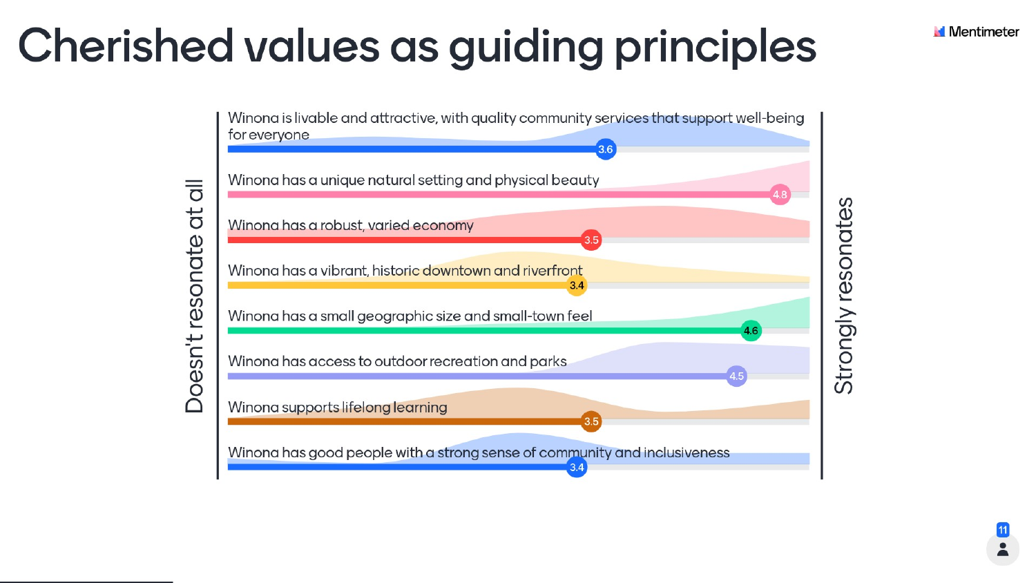# Cherished values as guiding principles

Doesn't resonate at all — Strongly resonates

| Statement | Score |
| --- | --- |
| Winona is livable and attractive, with quality community services that support well-being for everyone | 3.6 |
| Winona has a unique natural setting and physical beauty | 4.8 |
| Winona has a robust, varied economy | 3.5 |
| Winona has a vibrant, historic downtown and riverfront | 3.4 |
| Winona has a small geographic size and small-town feel | 4.6 |
| Winona has access to outdoor recreation and parks | 4.5 |
| Winona supports lifelong learning | 3.5 |
| Winona has good people with a strong sense of community and inclusiveness | 3.4 |

11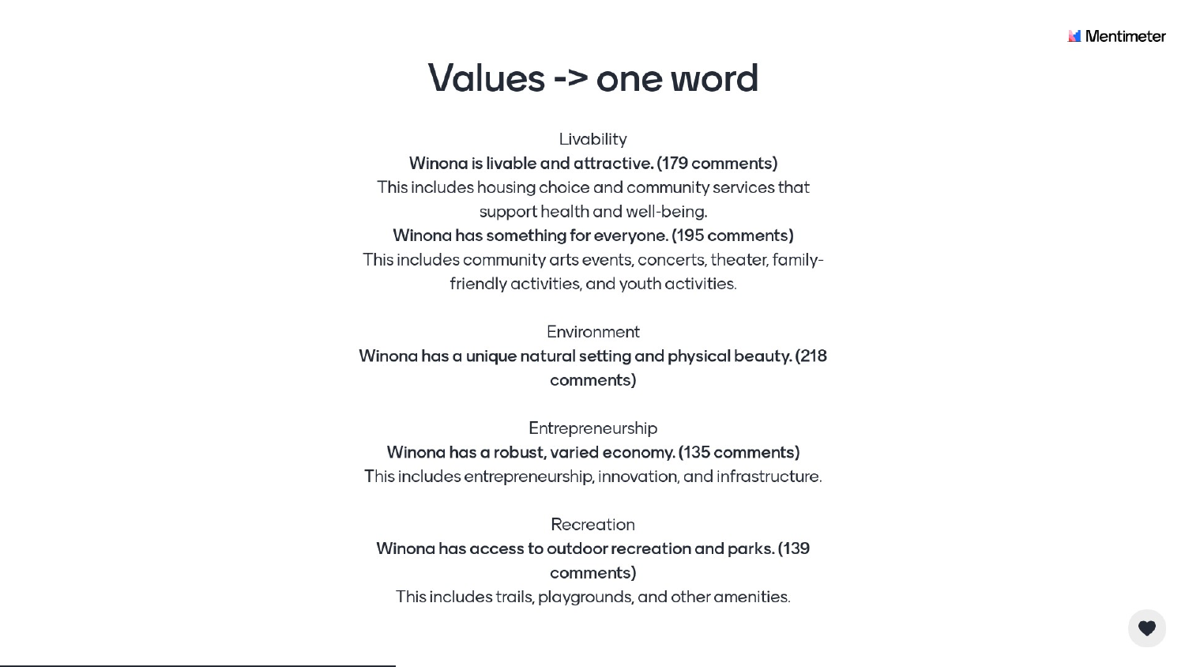# Values -> one word

Livability

**Winona is livable and attractive. (179 comments)**

This includes housing choice and community services that support health and well-being.

**Winona has something for everyone. (195 comments)**

This includes community arts events, concerts, theater, family-friendly activities, and youth activities.

Environment

**Winona has a unique natural setting and physical beauty. (218 comments)**

Entrepreneurship

**Winona has a robust, varied economy. (135 comments)**

This includes entrepreneurship, innovation, and infrastructure.

Recreation

**Winona has access to outdoor recreation and parks. (139 comments)**

This includes trails, playgrounds, and other amenities.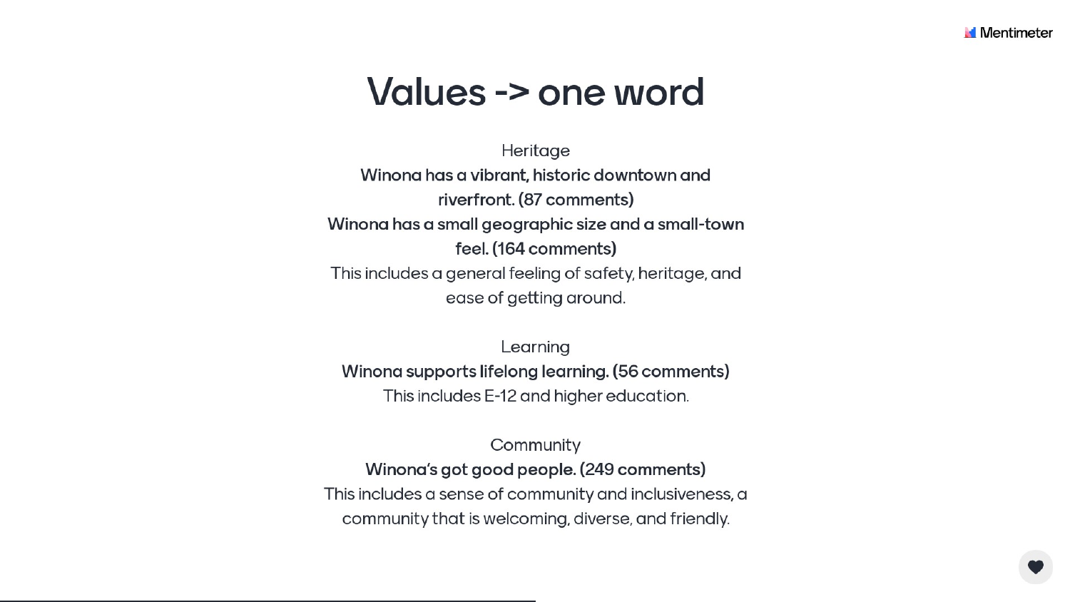# Values -> one word

Heritage

**Winona has a vibrant, historic downtown and riverfront. (87 comments)**

**Winona has a small geographic size and a small-town feel. (164 comments)**

This includes a general feeling of safety, heritage, and ease of getting around.

Learning

**Winona supports lifelong learning. (56 comments)**

This includes E-12 and higher education.

Community

**Winona's got good people. (249 comments)**

This includes a sense of community and inclusiveness, a community that is welcoming, diverse, and friendly.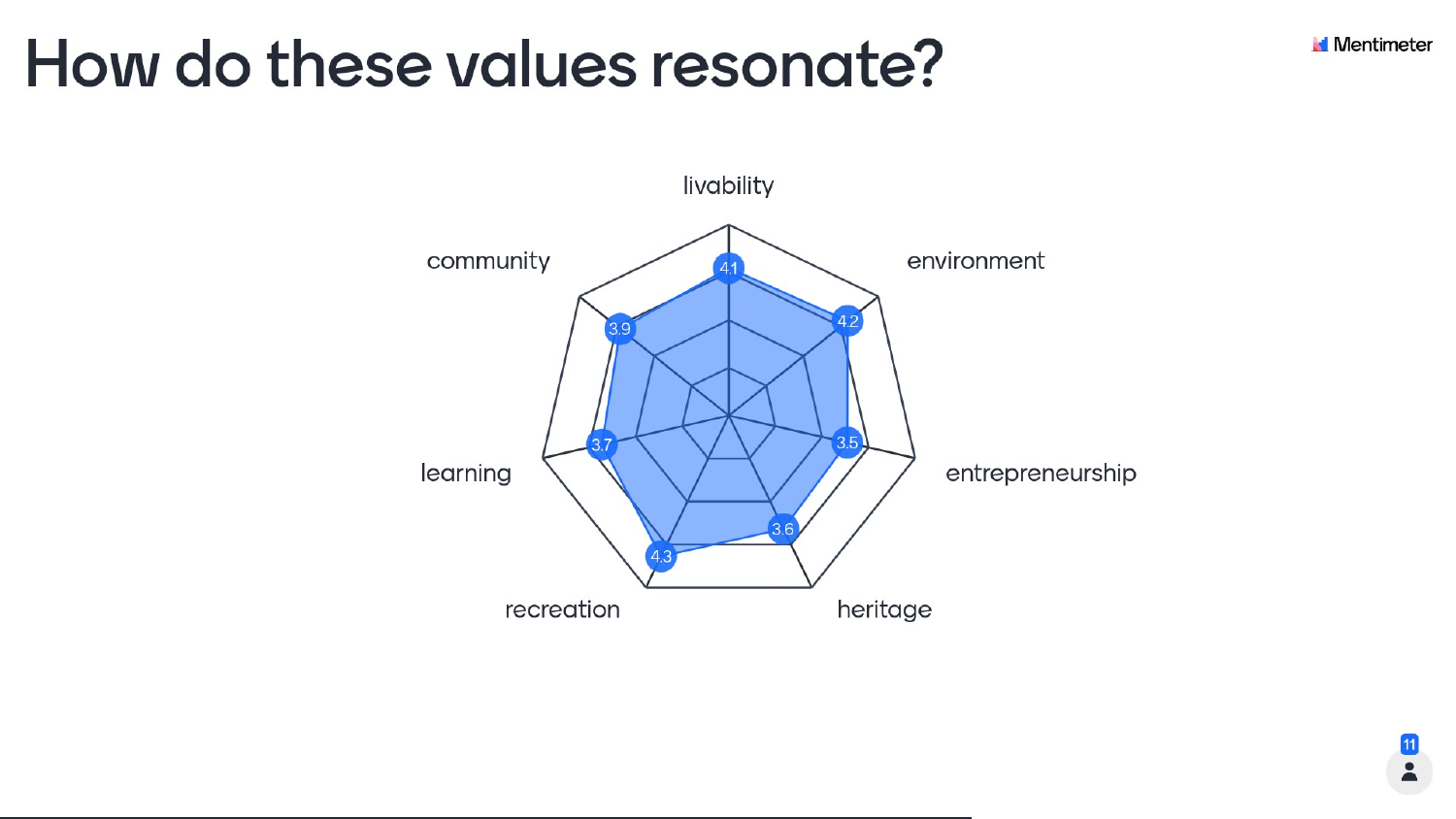# How do these values resonate?

| Value | Score |
| --- | --- |
| livability | 4.1 |
| environment | 4.2 |
| entrepreneurship | 3.5 |
| heritage | 3.6 |
| recreation | 4.3 |
| learning | 3.7 |
| community | 3.9 |

11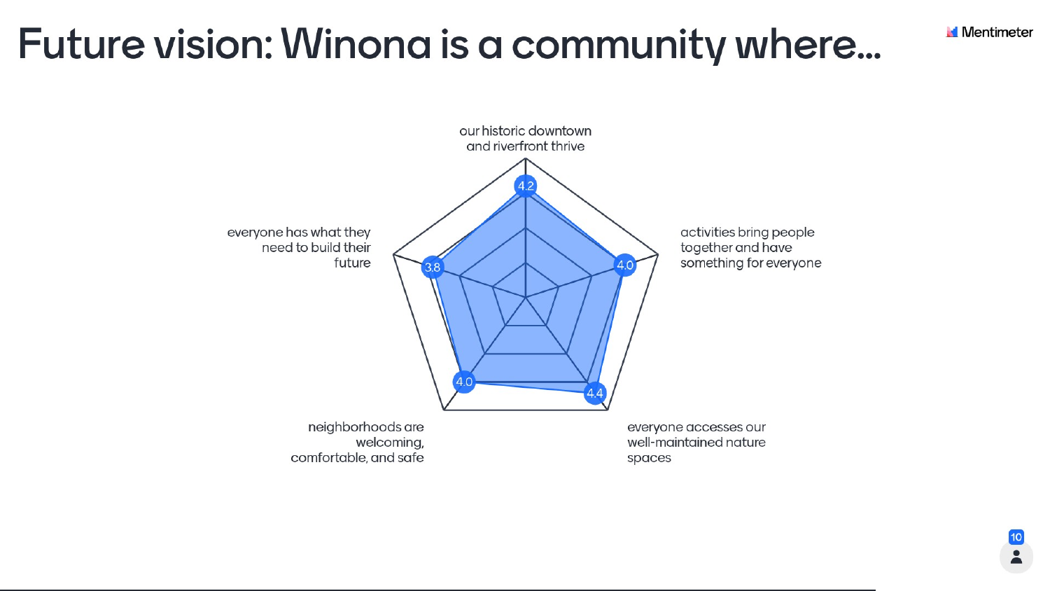# Future vision: Winona is a community where...

| Statement | Score |
| --- | --- |
| our historic downtown and riverfront thrive | 4.2 |
| activities bring people together and have something for everyone | 4.0 |
| everyone accesses our well-maintained nature spaces | 4.4 |
| neighborhoods are welcoming, comfortable, and safe | 4.0 |
| everyone has what they need to build their future | 3.8 |

10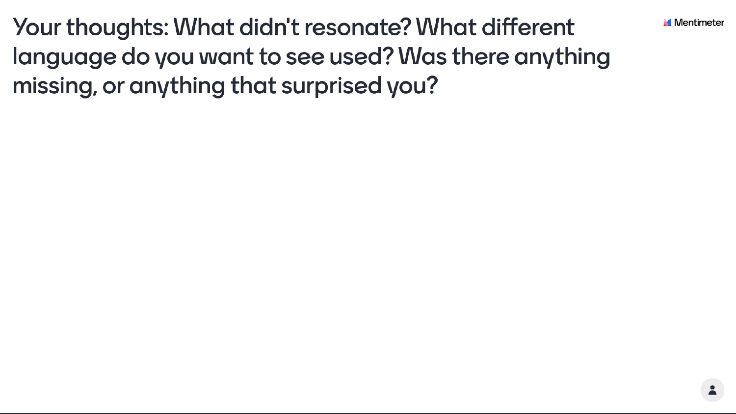# Your thoughts: What didn't resonate? What different language do you want to see used? Was there anything missing, or anything that surprised you?